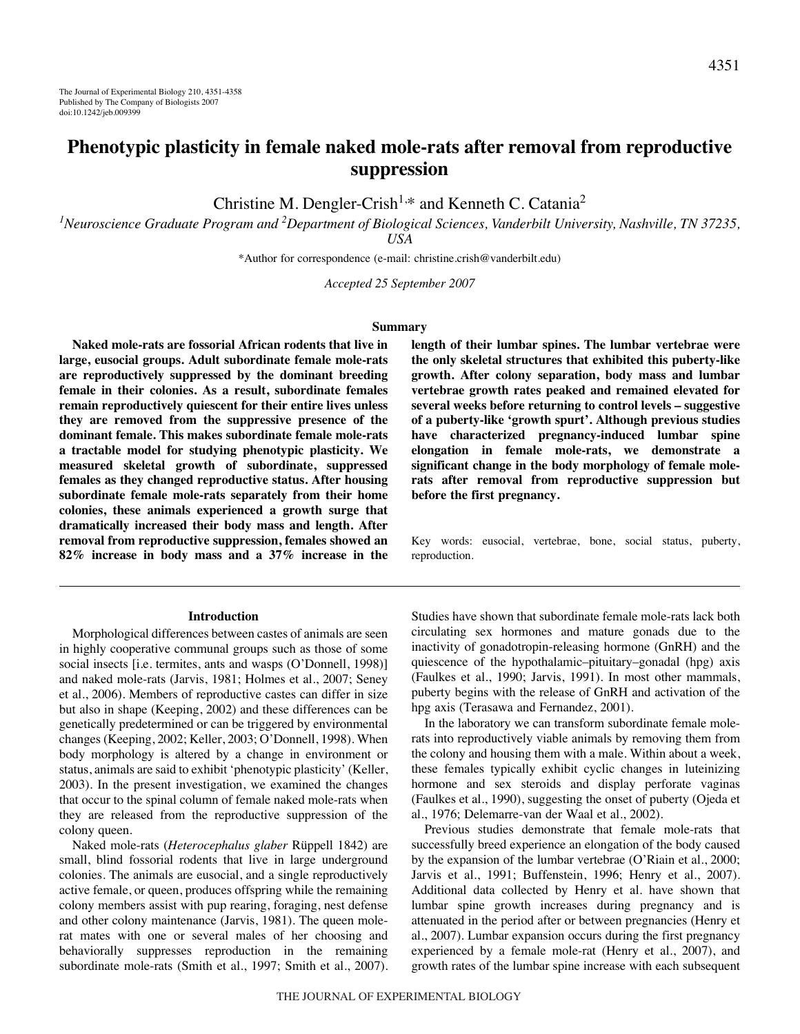The Journal of Experimental Biology 210, 4351-4358
Published by The Company of Biologists 2007
doi:10.1242/jeb.009399

# Phenotypic plasticity in female naked mole-rats after removal from reproductive suppression

Christine M. Dengler-Crish[1,*] and Kenneth C. Catania[2]

[1]*Neuroscience Graduate Program and* [2]*Department of Biological Sciences, Vanderbilt University, Nashville, TN 37235, USA*

*Author for correspondence (e-mail: christine.crish@vanderbilt.edu)

*Accepted 25 September 2007*

## Summary

**Naked mole-rats are fossorial African rodents that live in large, eusocial groups. Adult subordinate female mole-rats are reproductively suppressed by the dominant breeding female in their colonies. As a result, subordinate females remain reproductively quiescent for their entire lives unless they are removed from the suppressive presence of the dominant female. This makes subordinate female mole-rats a tractable model for studying phenotypic plasticity. We measured skeletal growth of subordinate, suppressed females as they changed reproductive status. After housing subordinate female mole-rats separately from their home colonies, these animals experienced a growth surge that dramatically increased their body mass and length. After removal from reproductive suppression, females showed an 82% increase in body mass and a 37% increase in the length of their lumbar spines. The lumbar vertebrae were the only skeletal structures that exhibited this puberty-like growth. After colony separation, body mass and lumbar vertebrae growth rates peaked and remained elevated for several weeks before returning to control levels – suggestive of a puberty-like 'growth spurt'. Although previous studies have characterized pregnancy-induced lumbar spine elongation in female mole-rats, we demonstrate a significant change in the body morphology of female mole-rats after removal from reproductive suppression but before the first pregnancy.**

Key words: eusocial, vertebrae, bone, social status, puberty, reproduction.

## Introduction

Morphological differences between castes of animals are seen in highly cooperative communal groups such as those of some social insects [i.e. termites, ants and wasps (O'Donnell, 1998)] and naked mole-rats (Jarvis, 1981; Holmes et al., 2007; Seney et al., 2006). Members of reproductive castes can differ in size but also in shape (Keeping, 2002) and these differences can be genetically predetermined or can be triggered by environmental changes (Keeping, 2002; Keller, 2003; O'Donnell, 1998). When body morphology is altered by a change in environment or status, animals are said to exhibit 'phenotypic plasticity' (Keller, 2003). In the present investigation, we examined the changes that occur to the spinal column of female naked mole-rats when they are released from the reproductive suppression of the colony queen.

Naked mole-rats (*Heterocephalus glaber* Rüppell 1842) are small, blind fossorial rodents that live in large underground colonies. The animals are eusocial, and a single reproductively active female, or queen, produces offspring while the remaining colony members assist with pup rearing, foraging, nest defense and other colony maintenance (Jarvis, 1981). The queen mole-rat mates with one or several males of her choosing and behaviorally suppresses reproduction in the remaining subordinate mole-rats (Smith et al., 1997; Smith et al., 2007). Studies have shown that subordinate female mole-rats lack both circulating sex hormones and mature gonads due to the inactivity of gonadotropin-releasing hormone (GnRH) and the quiescence of the hypothalamic–pituitary–gonadal (hpg) axis (Faulkes et al., 1990; Jarvis, 1991). In most other mammals, puberty begins with the release of GnRH and activation of the hpg axis (Terasawa and Fernandez, 2001).

In the laboratory we can transform subordinate female mole-rats into reproductively viable animals by removing them from the colony and housing them with a male. Within about a week, these females typically exhibit cyclic changes in luteinizing hormone and sex steroids and display perforate vaginas (Faulkes et al., 1990), suggesting the onset of puberty (Ojeda et al., 1976; Delemarre-van der Waal et al., 2002).

Previous studies demonstrate that female mole-rats that successfully breed experience an elongation of the body caused by the expansion of the lumbar vertebrae (O'Riain et al., 2000; Jarvis et al., 1991; Buffenstein, 1996; Henry et al., 2007). Additional data collected by Henry et al. have shown that lumbar spine growth increases during pregnancy and is attenuated in the period after or between pregnancies (Henry et al., 2007). Lumbar expansion occurs during the first pregnancy experienced by a female mole-rat (Henry et al., 2007), and growth rates of the lumbar spine increase with each subsequent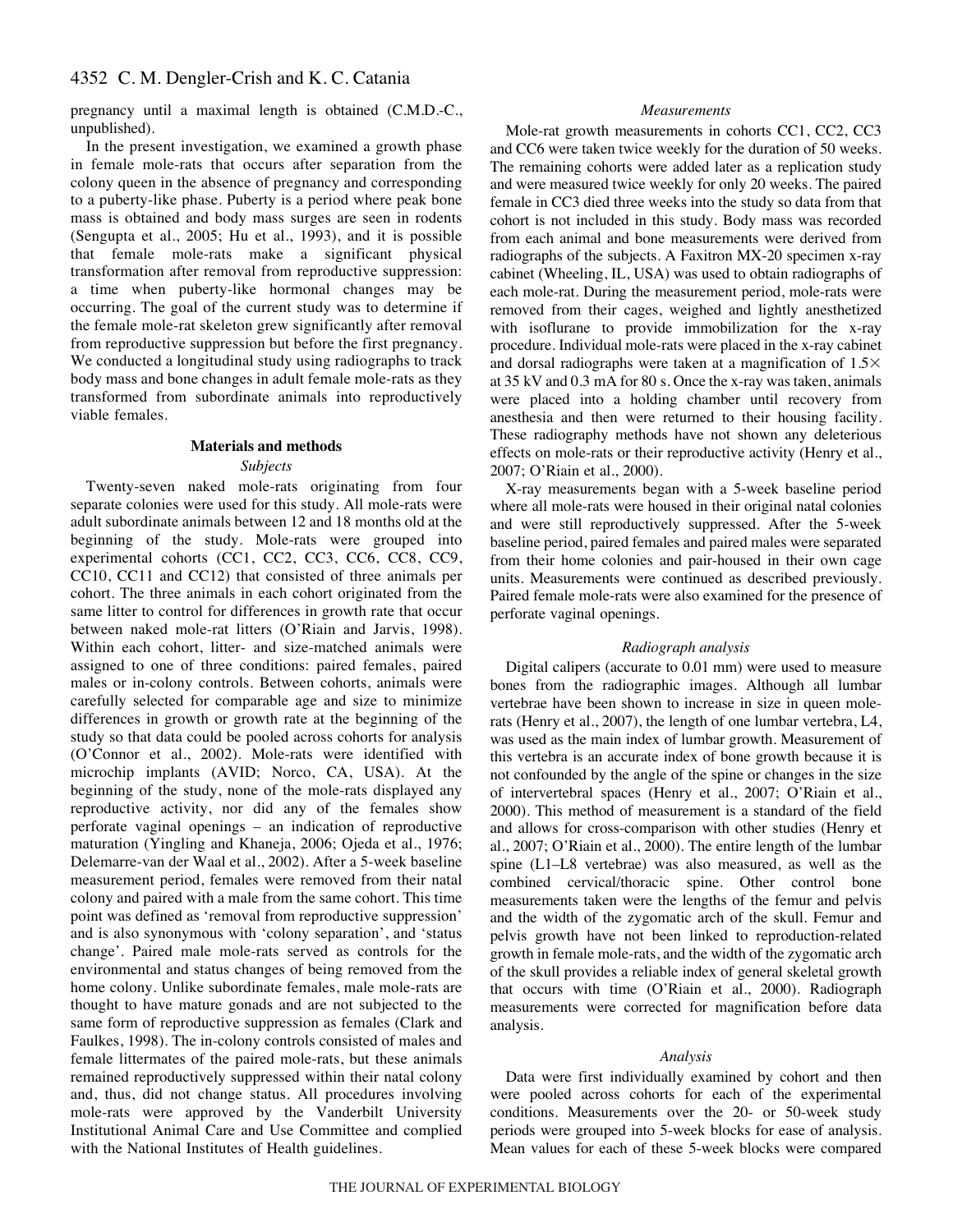pregnancy until a maximal length is obtained (C.M.D.-C., unpublished).

In the present investigation, we examined a growth phase in female mole-rats that occurs after separation from the colony queen in the absence of pregnancy and corresponding to a puberty-like phase. Puberty is a period where peak bone mass is obtained and body mass surges are seen in rodents (Sengupta et al., 2005; Hu et al., 1993), and it is possible that female mole-rats make a significant physical transformation after removal from reproductive suppression: a time when puberty-like hormonal changes may be occurring. The goal of the current study was to determine if the female mole-rat skeleton grew significantly after removal from reproductive suppression but before the first pregnancy. We conducted a longitudinal study using radiographs to track body mass and bone changes in adult female mole-rats as they transformed from subordinate animals into reproductively viable females.

## Materials and methods

### *Subjects*

Twenty-seven naked mole-rats originating from four separate colonies were used for this study. All mole-rats were adult subordinate animals between 12 and 18 months old at the beginning of the study. Mole-rats were grouped into experimental cohorts (CC1, CC2, CC3, CC6, CC8, CC9, CC10, CC11 and CC12) that consisted of three animals per cohort. The three animals in each cohort originated from the same litter to control for differences in growth rate that occur between naked mole-rat litters (O'Riain and Jarvis, 1998). Within each cohort, litter- and size-matched animals were assigned to one of three conditions: paired females, paired males or in-colony controls. Between cohorts, animals were carefully selected for comparable age and size to minimize differences in growth or growth rate at the beginning of the study so that data could be pooled across cohorts for analysis (O'Connor et al., 2002). Mole-rats were identified with microchip implants (AVID; Norco, CA, USA). At the beginning of the study, none of the mole-rats displayed any reproductive activity, nor did any of the females show perforate vaginal openings – an indication of reproductive maturation (Yingling and Khaneja, 2006; Ojeda et al., 1976; Delemarre-van der Waal et al., 2002). After a 5-week baseline measurement period, females were removed from their natal colony and paired with a male from the same cohort. This time point was defined as 'removal from reproductive suppression' and is also synonymous with 'colony separation', and 'status change'. Paired male mole-rats served as controls for the environmental and status changes of being removed from the home colony. Unlike subordinate females, male mole-rats are thought to have mature gonads and are not subjected to the same form of reproductive suppression as females (Clark and Faulkes, 1998). The in-colony controls consisted of males and female littermates of the paired mole-rats, but these animals remained reproductively suppressed within their natal colony and, thus, did not change status. All procedures involving mole-rats were approved by the Vanderbilt University Institutional Animal Care and Use Committee and complied with the National Institutes of Health guidelines.

### *Measurements*

Mole-rat growth measurements in cohorts CC1, CC2, CC3 and CC6 were taken twice weekly for the duration of 50 weeks. The remaining cohorts were added later as a replication study and were measured twice weekly for only 20 weeks. The paired female in CC3 died three weeks into the study so data from that cohort is not included in this study. Body mass was recorded from each animal and bone measurements were derived from radiographs of the subjects. A Faxitron MX-20 specimen x-ray cabinet (Wheeling, IL, USA) was used to obtain radiographs of each mole-rat. During the measurement period, mole-rats were removed from their cages, weighed and lightly anesthetized with isoflurane to provide immobilization for the x-ray procedure. Individual mole-rats were placed in the x-ray cabinet and dorsal radiographs were taken at a magnification of 1.5× at 35 kV and 0.3 mA for 80 s. Once the x-ray was taken, animals were placed into a holding chamber until recovery from anesthesia and then were returned to their housing facility. These radiography methods have not shown any deleterious effects on mole-rats or their reproductive activity (Henry et al., 2007; O'Riain et al., 2000).

X-ray measurements began with a 5-week baseline period where all mole-rats were housed in their original natal colonies and were still reproductively suppressed. After the 5-week baseline period, paired females and paired males were separated from their home colonies and pair-housed in their own cage units. Measurements were continued as described previously. Paired female mole-rats were also examined for the presence of perforate vaginal openings.

### *Radiograph analysis*

Digital calipers (accurate to 0.01 mm) were used to measure bones from the radiographic images. Although all lumbar vertebrae have been shown to increase in size in queen mole-rats (Henry et al., 2007), the length of one lumbar vertebra, L4, was used as the main index of lumbar growth. Measurement of this vertebra is an accurate index of bone growth because it is not confounded by the angle of the spine or changes in the size of intervertebral spaces (Henry et al., 2007; O'Riain et al., 2000). This method of measurement is a standard of the field and allows for cross-comparison with other studies (Henry et al., 2007; O'Riain et al., 2000). The entire length of the lumbar spine (L1–L8 vertebrae) was also measured, as well as the combined cervical/thoracic spine. Other control bone measurements taken were the lengths of the femur and pelvis and the width of the zygomatic arch of the skull. Femur and pelvis growth have not been linked to reproduction-related growth in female mole-rats, and the width of the zygomatic arch of the skull provides a reliable index of general skeletal growth that occurs with time (O'Riain et al., 2000). Radiograph measurements were corrected for magnification before data analysis.

### *Analysis*

Data were first individually examined by cohort and then were pooled across cohorts for each of the experimental conditions. Measurements over the 20- or 50-week study periods were grouped into 5-week blocks for ease of analysis. Mean values for each of these 5-week blocks were compared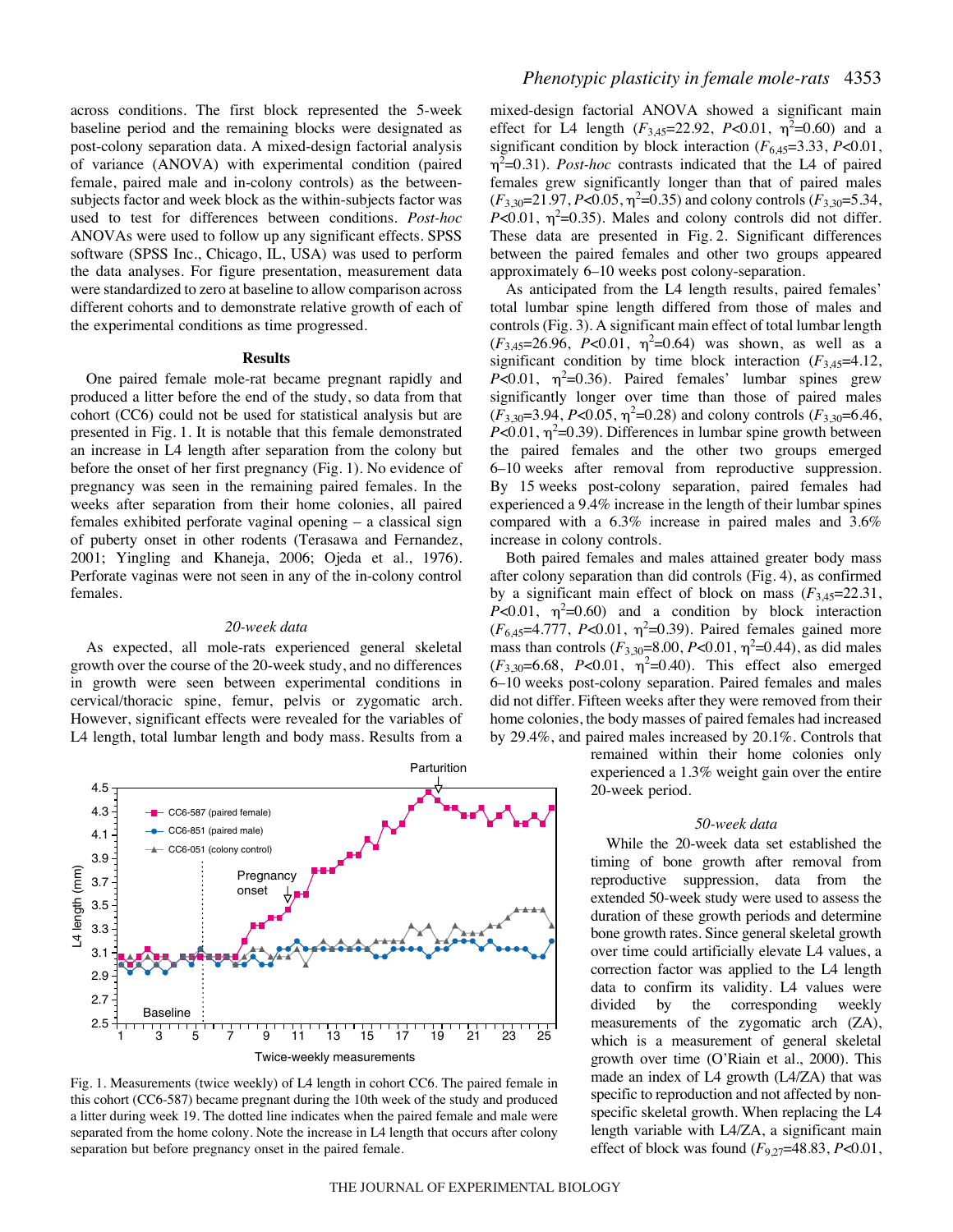across conditions. The first block represented the 5-week baseline period and the remaining blocks were designated as post-colony separation data. A mixed-design factorial analysis of variance (ANOVA) with experimental condition (paired female, paired male and in-colony controls) as the between-subjects factor and week block as the within-subjects factor was used to test for differences between conditions. *Post-hoc* ANOVAs were used to follow up any significant effects. SPSS software (SPSS Inc., Chicago, IL, USA) was used to perform the data analyses. For figure presentation, measurement data were standardized to zero at baseline to allow comparison across different cohorts and to demonstrate relative growth of each of the experimental conditions as time progressed.

## Results

One paired female mole-rat became pregnant rapidly and produced a litter before the end of the study, so data from that cohort (CC6) could not be used for statistical analysis but are presented in Fig. 1. It is notable that this female demonstrated an increase in L4 length after separation from the colony but before the onset of her first pregnancy (Fig. 1). No evidence of pregnancy was seen in the remaining paired females. In the weeks after separation from their home colonies, all paired females exhibited perforate vaginal opening – a classical sign of puberty onset in other rodents (Terasawa and Fernandez, 2001; Yingling and Khaneja, 2006; Ojeda et al., 1976). Perforate vaginas were not seen in any of the in-colony control females.

### *20-week data*

As expected, all mole-rats experienced general skeletal growth over the course of the 20-week study, and no differences in growth were seen between experimental conditions in cervical/thoracic spine, femur, pelvis or zygomatic arch. However, significant effects were revealed for the variables of L4 length, total lumbar length and body mass. Results from a mixed-design factorial ANOVA showed a significant main effect for L4 length ($F_{3,45}$=22.92, $P$<0.01, $\eta^2$=0.60) and a significant condition by block interaction ($F_{6,45}$=3.33, $P$<0.01, $\eta^2$=0.31). *Post-hoc* contrasts indicated that the L4 of paired females grew significantly longer than that of paired males ($F_{3,30}$=21.97, $P$<0.05, $\eta^2$=0.35) and colony controls ($F_{3,30}$=5.34, $P$<0.01, $\eta^2$=0.35). Males and colony controls did not differ. These data are presented in Fig. 2. Significant differences between the paired females and other two groups appeared approximately 6–10 weeks post colony-separation.

As anticipated from the L4 length results, paired females' total lumbar spine length differed from those of males and controls (Fig. 3). A significant main effect of total lumbar length ($F_{3,45}$=26.96, $P$<0.01, $\eta^2$=0.64) was shown, as well as a significant condition by time block interaction ($F_{3,45}$=4.12, $P$<0.01, $\eta^2$=0.36). Paired females' lumbar spines grew significantly longer over time than those of paired males ($F_{3,30}$=3.94, $P$<0.05, $\eta^2$=0.28) and colony controls ($F_{3,30}$=6.46, $P$<0.01, $\eta^2$=0.39). Differences in lumbar spine growth between the paired females and the other two groups emerged 6–10 weeks after removal from reproductive suppression. By 15 weeks post-colony separation, paired females had experienced a 9.4% increase in the length of their lumbar spines compared with a 6.3% increase in paired males and 3.6% increase in colony controls.

Both paired females and males attained greater body mass after colony separation than did controls (Fig. 4), as confirmed by a significant main effect of block on mass ($F_{3,45}$=22.31, $P$<0.01, $\eta^2$=0.60) and a condition by block interaction ($F_{6,45}$=4.777, $P$<0.01, $\eta^2$=0.39). Paired females gained more mass than controls ($F_{3,30}$=8.00, $P$<0.01, $\eta^2$=0.44), as did males ($F_{3,30}$=6.68, $P$<0.01, $\eta^2$=0.40). This effect also emerged 6–10 weeks post-colony separation. Paired females and males did not differ. Fifteen weeks after they were removed from their home colonies, the body masses of paired females had increased by 29.4%, and paired males increased by 20.1%. Controls that remained within their home colonies only experienced a 1.3% weight gain over the entire 20-week period.

Fig. 1. Measurements (twice weekly) of L4 length in cohort CC6. The paired female in this cohort (CC6-587) became pregnant during the 10th week of the study and produced a litter during week 19. The dotted line indicates when the paired female and male were separated from the home colony. Note the increase in L4 length that occurs after colony separation but before pregnancy onset in the paired female.

### *50-week data*

While the 20-week data set established the timing of bone growth after removal from reproductive suppression, data from the extended 50-week study were used to assess the duration of these growth periods and determine bone growth rates. Since general skeletal growth over time could artificially elevate L4 values, a correction factor was applied to the L4 length data to confirm its validity. L4 values were divided by the corresponding weekly measurements of the zygomatic arch (ZA), which is a measurement of general skeletal growth over time (O'Riain et al., 2000). This made an index of L4 growth (L4/ZA) that was specific to reproduction and not affected by non-specific skeletal growth. When replacing the L4 length variable with L4/ZA, a significant main effect of block was found ($F_{9,27}$=48.83, $P$<0.01,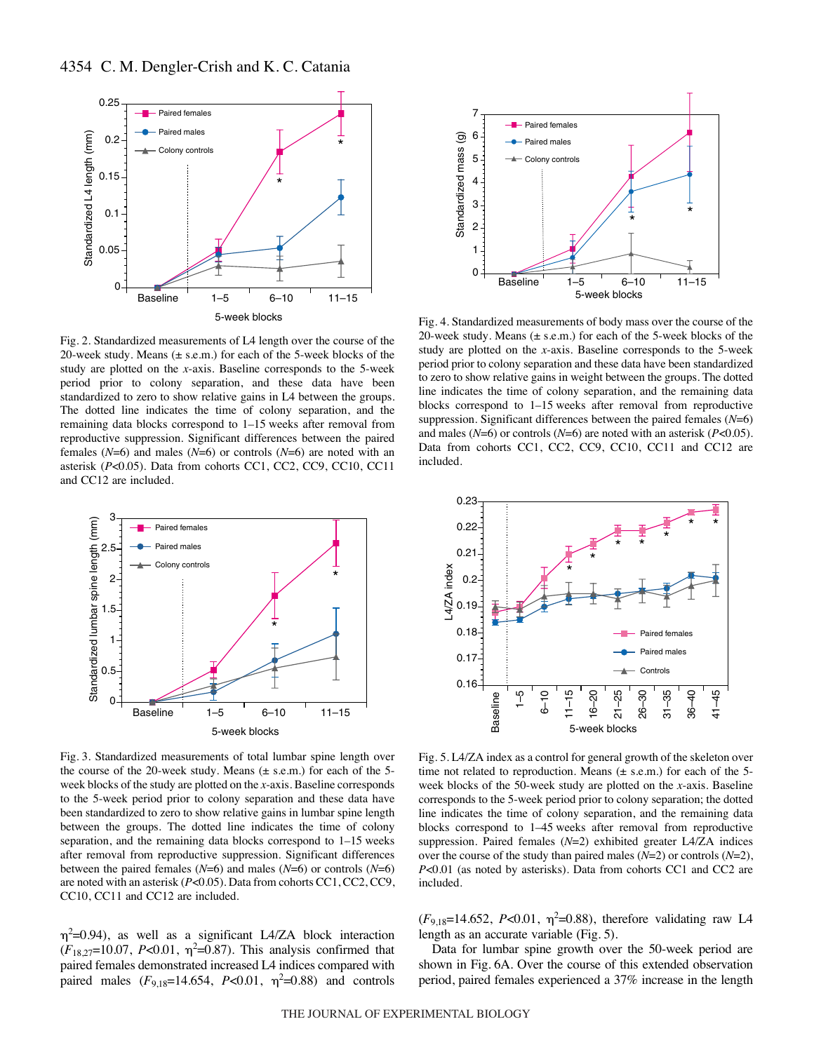Fig. 2. Standardized measurements of L4 length over the course of the 20-week study. Means (± s.e.m.) for each of the 5-week blocks of the study are plotted on the *x*-axis. Baseline corresponds to the 5-week period prior to colony separation, and these data have been standardized to zero to show relative gains in L4 between the groups. The dotted line indicates the time of colony separation, and the remaining data blocks correspond to 1–15 weeks after removal from reproductive suppression. Significant differences between the paired females ($N$=6) and males ($N$=6) or controls ($N$=6) are noted with an asterisk ($P$<0.05). Data from cohorts CC1, CC2, CC9, CC10, CC11 and CC12 are included.

Fig. 4. Standardized measurements of body mass over the course of the 20-week study. Means (± s.e.m.) for each of the 5-week blocks of the study are plotted on the *x*-axis. Baseline corresponds to the 5-week period prior to colony separation and these data have been standardized to zero to show relative gains in weight between the groups. The dotted line indicates the time of colony separation, and the remaining data blocks correspond to 1–15 weeks after removal from reproductive suppression. Significant differences between the paired females ($N$=6) and males ($N$=6) or controls ($N$=6) are noted with an asterisk ($P$<0.05). Data from cohorts CC1, CC2, CC9, CC10, CC11 and CC12 are included.

Fig. 3. Standardized measurements of total lumbar spine length over the course of the 20-week study. Means (± s.e.m.) for each of the 5-week blocks of the study are plotted on the *x*-axis. Baseline corresponds to the 5-week period prior to colony separation and these data have been standardized to zero to show relative gains in lumbar spine length between the groups. The dotted line indicates the time of colony separation, and the remaining data blocks correspond to 1–15 weeks after removal from reproductive suppression. Significant differences between the paired females ($N$=6) and males ($N$=6) or controls ($N$=6) are noted with an asterisk ($P$<0.05). Data from cohorts CC1, CC2, CC9, CC10, CC11 and CC12 are included.

Fig. 5. L4/ZA index as a control for general growth of the skeleton over time not related to reproduction. Means (± s.e.m.) for each of the 5-week blocks of the 50-week study are plotted on the *x*-axis. Baseline corresponds to the 5-week period prior to colony separation; the dotted line indicates the time of colony separation, and the remaining data blocks correspond to 1–45 weeks after removal from reproductive suppression. Paired females ($N$=2) exhibited greater L4/ZA indices over the course of the study than paired males ($N$=2) or controls ($N$=2), $P$<0.01 (as noted by asterisks). Data from cohorts CC1 and CC2 are included.

$\eta^2$=0.94), as well as a significant L4/ZA block interaction ($F_{18,27}$=10.07, $P$<0.01, $\eta^2$=0.87). This analysis confirmed that paired females demonstrated increased L4 indices compared with paired males ($F_{9,18}$=14.654, $P$<0.01, $\eta^2$=0.88) and controls ($F_{9,18}$=14.652, $P$<0.01, $\eta^2$=0.88), therefore validating raw L4 length as an accurate variable (Fig. 5).

Data for lumbar spine growth over the 50-week period are shown in Fig. 6A. Over the course of this extended observation period, paired females experienced a 37% increase in the length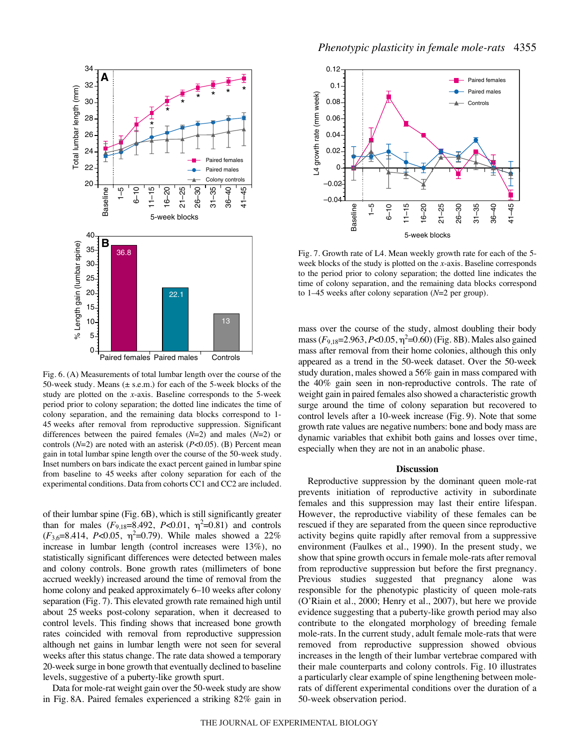Fig. 6. (A) Measurements of total lumbar length over the course of the 50-week study. Means (± s.e.m.) for each of the 5-week blocks of the study are plotted on the *x*-axis. Baseline corresponds to the 5-week period prior to colony separation; the dotted line indicates the time of colony separation, and the remaining data blocks correspond to 1–45 weeks after removal from reproductive suppression. Significant differences between the paired females (*N*=2) and males (*N*=2) or controls (*N*=2) are noted with an asterisk (*P*<0.05). (B) Percent mean gain in total lumbar spine length over the course of the 50-week study. Inset numbers on bars indicate the exact percent gained in lumbar spine from baseline to 45 weeks after colony separation for each of the experimental conditions. Data from cohorts CC1 and CC2 are included.

Fig. 7. Growth rate of L4. Mean weekly growth rate for each of the 5-week blocks of the study is plotted on the *x*-axis. Baseline corresponds to the period prior to colony separation; the dotted line indicates the time of colony separation, and the remaining data blocks correspond to 1–45 weeks after colony separation (*N*=2 per group).

of their lumbar spine (Fig. 6B), which is still significantly greater than for males ($F_{9,18}$=8.492, $P$<0.01, $\eta^2$=0.81) and controls ($F_{3,6}$=8.414, $P$<0.05, $\eta^2$=0.79). While males showed a 22% increase in lumbar length (control increases were 13%), no statistically significant differences were detected between males and colony controls. Bone growth rates (millimeters of bone accrued weekly) increased around the time of removal from the home colony and peaked approximately 6–10 weeks after colony separation (Fig. 7). This elevated growth rate remained high until about 25 weeks post-colony separation, when it decreased to control levels. This finding shows that increased bone growth rates coincided with removal from reproductive suppression although net gains in lumbar length were not seen for several weeks after this status change. The rate data showed a temporary 20-week surge in bone growth that eventually declined to baseline levels, suggestive of a puberty-like growth spurt.

Data for mole-rat weight gain over the 50-week study are show in Fig. 8A. Paired females experienced a striking 82% gain in mass over the course of the study, almost doubling their body mass ($F_{9,18}$=2.963, $P$<0.05, $\eta^2$=0.60) (Fig. 8B). Males also gained mass after removal from their home colonies, although this only appeared as a trend in the 50-week dataset. Over the 50-week study duration, males showed a 56% gain in mass compared with the 40% gain seen in non-reproductive controls. The rate of weight gain in paired females also showed a characteristic growth surge around the time of colony separation but recovered to control levels after a 10-week increase (Fig. 9). Note that some growth rate values are negative numbers: bone and body mass are dynamic variables that exhibit both gains and losses over time, especially when they are not in an anabolic phase.

## Discussion

Reproductive suppression by the dominant queen mole-rat prevents initiation of reproductive activity in subordinate females and this suppression may last their entire lifespan. However, the reproductive viability of these females can be rescued if they are separated from the queen since reproductive activity begins quite rapidly after removal from a suppressive environment (Faulkes et al., 1990). In the present study, we show that spine growth occurs in female mole-rats after removal from reproductive suppression but before the first pregnancy. Previous studies suggested that pregnancy alone was responsible for the phenotypic plasticity of queen mole-rats (O'Riain et al., 2000; Henry et al., 2007), but here we provide evidence suggesting that a puberty-like growth period may also contribute to the elongated morphology of breeding female mole-rats. In the current study, adult female mole-rats that were removed from reproductive suppression showed obvious increases in the length of their lumbar vertebrae compared with their male counterparts and colony controls. Fig. 10 illustrates a particularly clear example of spine lengthening between mole-rats of different experimental conditions over the duration of a 50-week observation period.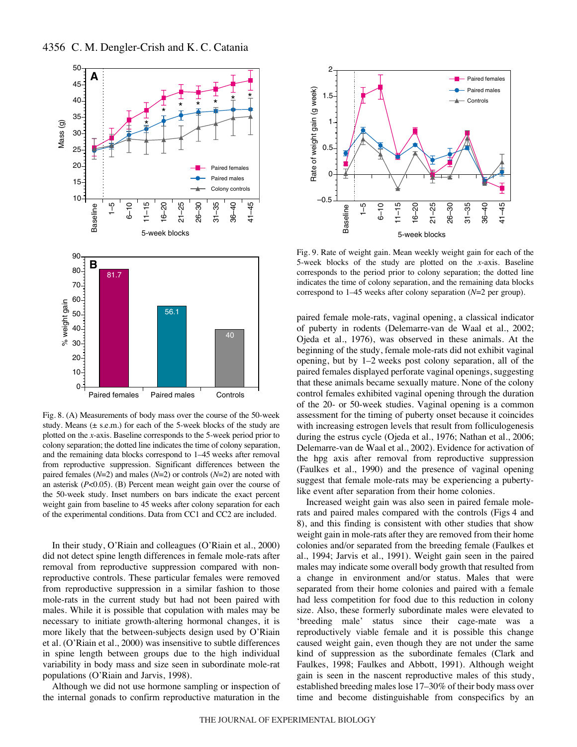Fig. 8. (A) Measurements of body mass over the course of the 50-week study. Means (± s.e.m.) for each of the 5-week blocks of the study are plotted on the *x*-axis. Baseline corresponds to the 5-week period prior to colony separation; the dotted line indicates the time of colony separation, and the remaining data blocks correspond to 1–45 weeks after removal from reproductive suppression. Significant differences between the paired females ($N$=2) and males ($N$=2) or controls ($N$=2) are noted with an asterisk ($P$<0.05). (B) Percent mean weight gain over the course of the 50-week study. Inset numbers on bars indicate the exact percent weight gain from baseline to 45 weeks after colony separation for each of the experimental conditions. Data from CC1 and CC2 are included.

Fig. 9. Rate of weight gain. Mean weekly weight gain for each of the 5-week blocks of the study are plotted on the *x*-axis. Baseline corresponds to the period prior to colony separation; the dotted line indicates the time of colony separation, and the remaining data blocks correspond to 1–45 weeks after colony separation ($N$=2 per group).

In their study, O'Riain and colleagues (O'Riain et al., 2000) did not detect spine length differences in female mole-rats after removal from reproductive suppression compared with non-reproductive controls. These particular females were removed from reproductive suppression in a similar fashion to those mole-rats in the current study but had not been paired with males. While it is possible that copulation with males may be necessary to initiate growth-altering hormonal changes, it is more likely that the between-subjects design used by O'Riain et al. (O'Riain et al., 2000) was insensitive to subtle differences in spine length between groups due to the high individual variability in body mass and size seen in subordinate mole-rat populations (O'Riain and Jarvis, 1998).

Although we did not use hormone sampling or inspection of the internal gonads to confirm reproductive maturation in the paired female mole-rats, vaginal opening, a classical indicator of puberty in rodents (Delemarre-van de Waal et al., 2002; Ojeda et al., 1976), was observed in these animals. At the beginning of the study, female mole-rats did not exhibit vaginal opening, but by 1–2 weeks post colony separation, all of the paired females displayed perforate vaginal openings, suggesting that these animals became sexually mature. None of the colony control females exhibited vaginal opening through the duration of the 20- or 50-week studies. Vaginal opening is a common assessment for the timing of puberty onset because it coincides with increasing estrogen levels that result from folliculogenesis during the estrus cycle (Ojeda et al., 1976; Nathan et al., 2006; Delemarre-van de Waal et al., 2002). Evidence for activation of the hpg axis after removal from reproductive suppression (Faulkes et al., 1990) and the presence of vaginal opening suggest that female mole-rats may be experiencing a puberty-like event after separation from their home colonies.

Increased weight gain was also seen in paired female mole-rats and paired males compared with the controls (Figs 4 and 8), and this finding is consistent with other studies that show weight gain in mole-rats after they are removed from their home colonies and/or separated from the breeding female (Faulkes et al., 1994; Jarvis et al., 1991). Weight gain seen in the paired males may indicate some overall body growth that resulted from a change in environment and/or status. Males that were separated from their home colonies and paired with a female had less competition for food due to this reduction in colony size. Also, these formerly subordinate males were elevated to 'breeding male' status since their cage-mate was a reproductively viable female and it is possible this change caused weight gain, even though they are not under the same kind of suppression as the subordinate females (Clark and Faulkes, 1998; Faulkes and Abbott, 1991). Although weight gain is seen in the nascent reproductive males of this study, established breeding males lose 17–30% of their body mass over time and become distinguishable from conspecifics by an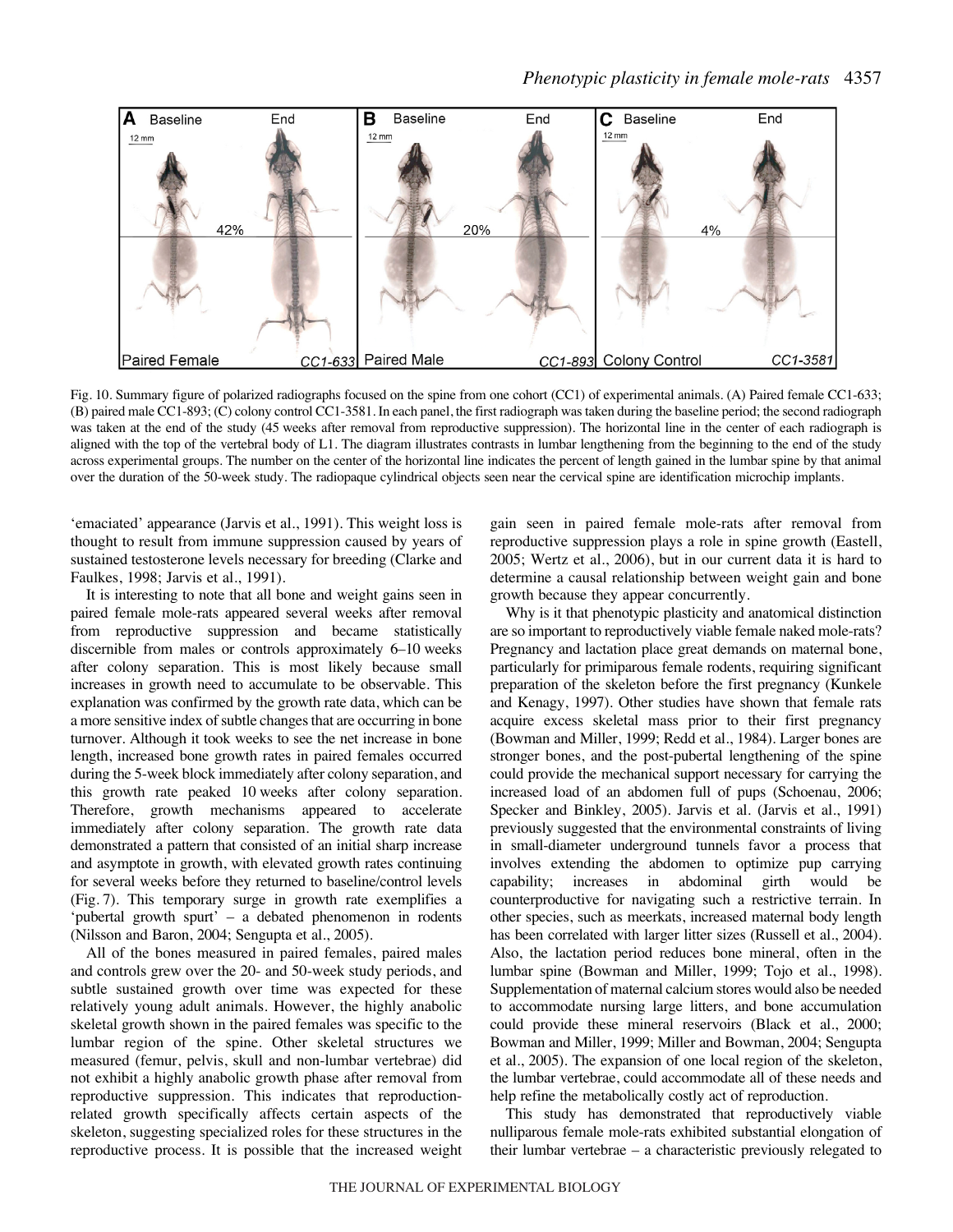Fig. 10. Summary figure of polarized radiographs focused on the spine from one cohort (CC1) of experimental animals. (A) Paired female CC1-633; (B) paired male CC1-893; (C) colony control CC1-3581. In each panel, the first radiograph was taken during the baseline period; the second radiograph was taken at the end of the study (45 weeks after removal from reproductive suppression). The horizontal line in the center of each radiograph is aligned with the top of the vertebral body of L1. The diagram illustrates contrasts in lumbar lengthening from the beginning to the end of the study across experimental groups. The number on the center of the horizontal line indicates the percent of length gained in the lumbar spine by that animal over the duration of the 50-week study. The radiopaque cylindrical objects seen near the cervical spine are identification microchip implants.

'emaciated' appearance (Jarvis et al., 1991). This weight loss is thought to result from immune suppression caused by years of sustained testosterone levels necessary for breeding (Clarke and Faulkes, 1998; Jarvis et al., 1991).

It is interesting to note that all bone and weight gains seen in paired female mole-rats appeared several weeks after removal from reproductive suppression and became statistically discernible from males or controls approximately 6–10 weeks after colony separation. This is most likely because small increases in growth need to accumulate to be observable. This explanation was confirmed by the growth rate data, which can be a more sensitive index of subtle changes that are occurring in bone turnover. Although it took weeks to see the net increase in bone length, increased bone growth rates in paired females occurred during the 5-week block immediately after colony separation, and this growth rate peaked 10 weeks after colony separation. Therefore, growth mechanisms appeared to accelerate immediately after colony separation. The growth rate data demonstrated a pattern that consisted of an initial sharp increase and asymptote in growth, with elevated growth rates continuing for several weeks before they returned to baseline/control levels (Fig. 7). This temporary surge in growth rate exemplifies a 'pubertal growth spurt' – a debated phenomenon in rodents (Nilsson and Baron, 2004; Sengupta et al., 2005).

All of the bones measured in paired females, paired males and controls grew over the 20- and 50-week study periods, and subtle sustained growth over time was expected for these relatively young adult animals. However, the highly anabolic skeletal growth shown in the paired females was specific to the lumbar region of the spine. Other skeletal structures we measured (femur, pelvis, skull and non-lumbar vertebrae) did not exhibit a highly anabolic growth phase after removal from reproductive suppression. This indicates that reproduction-related growth specifically affects certain aspects of the skeleton, suggesting specialized roles for these structures in the reproductive process. It is possible that the increased weight gain seen in paired female mole-rats after removal from reproductive suppression plays a role in spine growth (Eastell, 2005; Wertz et al., 2006), but in our current data it is hard to determine a causal relationship between weight gain and bone growth because they appear concurrently.

Why is it that phenotypic plasticity and anatomical distinction are so important to reproductively viable female naked mole-rats? Pregnancy and lactation place great demands on maternal bone, particularly for primiparous female rodents, requiring significant preparation of the skeleton before the first pregnancy (Kunkele and Kenagy, 1997). Other studies have shown that female rats acquire excess skeletal mass prior to their first pregnancy (Bowman and Miller, 1999; Redd et al., 1984). Larger bones are stronger bones, and the post-pubertal lengthening of the spine could provide the mechanical support necessary for carrying the increased load of an abdomen full of pups (Schoenau, 2006; Specker and Binkley, 2005). Jarvis et al. (Jarvis et al., 1991) previously suggested that the environmental constraints of living in small-diameter underground tunnels favor a process that involves extending the abdomen to optimize pup carrying capability; increases in abdominal girth would be counterproductive for navigating such a restrictive terrain. In other species, such as meerkats, increased maternal body length has been correlated with larger litter sizes (Russell et al., 2004). Also, the lactation period reduces bone mineral, often in the lumbar spine (Bowman and Miller, 1999; Tojo et al., 1998). Supplementation of maternal calcium stores would also be needed to accommodate nursing large litters, and bone accumulation could provide these mineral reservoirs (Black et al., 2000; Bowman and Miller, 1999; Miller and Bowman, 2004; Sengupta et al., 2005). The expansion of one local region of the skeleton, the lumbar vertebrae, could accommodate all of these needs and help refine the metabolically costly act of reproduction.

This study has demonstrated that reproductively viable nulliparous female mole-rats exhibited substantial elongation of their lumbar vertebrae – a characteristic previously relegated to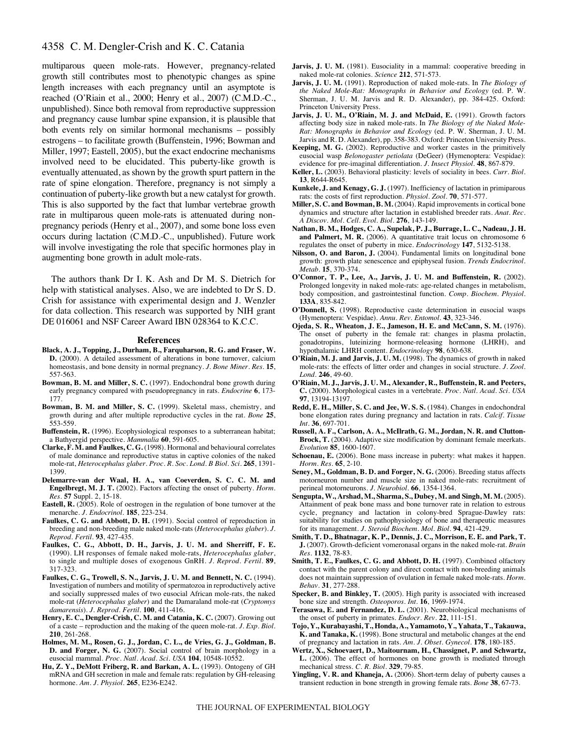multiparous queen mole-rats. However, pregnancy-related growth still contributes most to phenotypic changes as spine length increases with each pregnancy until an asymptote is reached (O'Riain et al., 2000; Henry et al., 2007) (C.M.D.-C., unpublished). Since both removal from reproductive suppression and pregnancy cause lumbar spine expansion, it is plausible that both events rely on similar hormonal mechanisms – possibly estrogens – to facilitate growth (Buffenstein, 1996; Bowman and Miller, 1997; Eastell, 2005), but the exact endocrine mechanisms involved need to be elucidated. This puberty-like growth is eventually attenuated, as shown by the growth spurt pattern in the rate of spine elongation. Therefore, pregnancy is not simply a continuation of puberty-like growth but a new catalyst for growth. This is also supported by the fact that lumbar vertebrae growth rate in multiparous queen mole-rats is attenuated during non-pregnancy periods (Henry et al., 2007), and some bone loss even occurs during lactation (C.M.D.-C., unpublished). Future work will involve investigating the role that specific hormones play in augmenting bone growth in adult mole-rats.

The authors thank Dr I. K. Ash and Dr M. S. Dietrich for help with statistical analyses. Also, we are indebted to Dr S. D. Crish for assistance with experimental design and J. Wenzler for data collection. This research was supported by NIH grant DE 016061 and NSF Career Award IBN 028364 to K.C.C.

## References

**Black, A. J., Topping, J., Durham, B., Farquharson, R. G. and Fraser, W. D.** (2000). A detailed assessment of alterations in bone turnover, calcium homeostasis, and bone density in normal pregnancy. *J. Bone Miner. Res.* **15**, 557-563.

**Bowman, B. M. and Miller, S. C.** (1997). Endochondral bone growth during early pregnancy compared with pseudopregnancy in rats. *Endocrine* **6**, 173-177.

**Bowman, B. M. and Miller, S. C.** (1999). Skeletal mass, chemistry, and growth during and after multiple reproductive cycles in the rat. *Bone* **25**, 553-559.

**Buffenstein, R.** (1996). Ecophysiological responses to a subterranean habitat; a Bathyergid perspective. *Mammalia* **60**, 591-605.

**Clarke, F. M. and Faulkes, C. G.** (1998). Hormonal and behavioural correlates of male dominance and reproductive status in captive colonies of the naked mole-rat, *Heterocephalus glaber*. *Proc. R. Soc. Lond. B Biol. Sci.* **265**, 1391-1399.

**Delemarre-van der Waal, H. A., van Coeverden, S. C. C. M. and Engelbregt, M. J. T.** (2002). Factors affecting the onset of puberty. *Horm. Res.* **57** Suppl. 2, 15-18.

**Eastell, R.** (2005). Role of oestrogen in the regulation of bone turnover at the menarche. *J. Endocrinol.* **185**, 223-234.

**Faulkes, C. G. and Abbott, D. H.** (1991). Social control of reproduction in breeding and non-breeding male naked mole-rats (*Heterocephalus glaber*). *J. Reprod. Fertil.* **93**, 427-435.

**Faulkes, C. G., Abbott, D. H., Jarvis, J. U. M. and Sherriff, F. E.** (1990). LH responses of female naked mole-rats, *Heterocephalus glaber*, to single and multiple doses of exogenous GnRH. *J. Reprod. Fertil.* **89**, 317-323.

**Faulkes, C. G., Trowell, S. N., Jarvis, J. U. M. and Bennett, N. C.** (1994). Investigation of numbers and motility of spermatozoa in reproductively active and socially suppressed males of two eusocial African mole-rats, the naked mole-rat (*Heterocephalus glaber*) and the Damaraland mole-rat (*Cryptomys damarensis*). *J. Reprod. Fertil.* **100**, 411-416.

**Henry, E. C., Dengler-Crish, C. M. and Catania, K. C.** (2007). Growing out of a caste – reproduction and the making of the queen mole-rat. *J. Exp. Biol.* **210**, 261-268.

**Holmes, M. M., Rosen, G. J., Jordan, C. L., de Vries, G. J., Goldman, B. D. and Forger, N. G.** (2007). Social control of brain morphology in a eusocial mammal. *Proc. Natl. Acad. Sci. USA* **104**, 10548-10552.

**Hu, Z. Y., DeMott Friberg, R. and Barkan, A. L.** (1993). Ontogeny of GH mRNA and GH secretion in male and female rats: regulation by GH-releasing hormone. *Am. J. Physiol.* **265**, E236-E242.

**Jarvis, J. U. M.** (1981). Eusociality in a mammal: cooperative breeding in naked mole-rat colonies. *Science* **212**, 571-573.

**Jarvis, J. U. M.** (1991). Reproduction of naked mole-rats. In *The Biology of the Naked Mole-Rat: Monographs in Behavior and Ecology* (ed. P. W. Sherman, J. U. M. Jarvis and R. D. Alexander), pp. 384-425. Oxford: Princeton University Press.

**Jarvis, J. U. M., O'Riain, M. J. and McDaid, E.** (1991). Growth factors affecting body size in naked mole-rats. In *The Biology of the Naked Mole-Rat: Monographs in Behavior and Ecology* (ed. P. W. Sherman, J. U. M. Jarvis and R. D. Alexander), pp. 358-383. Oxford: Princeton University Press.

**Keeping, M. G.** (2002). Reproductive and worker castes in the primitively eusocial wasp *Belonogaster petiolata* (DeGeer) (Hymenoptera: Vespidae): evidence for pre-imaginal differentiation. *J. Insect Physiol.* **48**, 867-879.

**Keller, L.** (2003). Behavioral plasticity: levels of sociality in bees. *Curr. Biol.* **13**, R644-R645.

**Kunkele, J. and Kenagy, G. J.** (1997). Inefficiency of lactation in primiparous rats: the costs of first reproduction. *Physiol. Zool.* **70**, 571-577.

**Miller, S. C. and Bowman, B. M.** (2004). Rapid improvements in cortical bone dynamics and structure after lactation in established breeder rats. *Anat. Rec. A Discov. Mol. Cell. Evol. Biol.* **276**, 143-149.

**Nathan, B. M., Hodges, C. A., Supelak, P. J., Burrage, L. C., Nadeau, J. H. and Palmert, M. R.** (2006). A quantitative trait locus on chromosome 6 regulates the onset of puberty in mice. *Endocrinology* **147**, 5132-5138.

**Nilsson, O. and Baron, J.** (2004). Fundamental limits on longitudinal bone growth: growth plate senescence and epiphyseal fusion. *Trends Endocrinol. Metab.* **15**, 370-374.

**O'Connor, T. P., Lee, A., Jarvis, J. U. M. and Buffenstein, R.** (2002). Prolonged longevity in naked mole-rats: age-related changes in metabolism, body composition, and gastrointestinal function. *Comp. Biochem. Physiol.* **133A**, 835-842.

**O'Donnell, S.** (1998). Reproductive caste determination in eusocial wasps (Hymenoptera: Vespidae). *Annu. Rev. Entomol.* **43**, 323-346.

**Ojeda, S. R., Wheaton, J. E., Jameson, H. E. and McCann, S. M.** (1976). The onset of puberty in the female rat: changes in plasma prolactin, gonadotropins, luteinizing hormone-releasing hormone (LHRH), and hypothalamic LHRH content. *Endocrinology* **98**, 630-638.

**O'Riain, M. J. and Jarvis, J. U. M.** (1998). The dynamics of growth in naked mole-rats: the effects of litter order and changes in social structure. *J. Zool. Lond.* **246**, 49-60.

**O'Riain, M. J., Jarvis, J. U. M., Alexander, R., Buffenstein, R. and Peeters, C.** (2000). Morphological castes in a vertebrate. *Proc. Natl. Acad. Sci. USA* **97**, 13194-13197.

**Redd, E. H., Miller, S. C. and Jee, W. S. S.** (1984). Changes in endochondral bone elongation rates during pregnancy and lactation in rats. *Calcif. Tissue Int.* **36**, 697-701.

**Russell, A. F., Carlson, A. A., McIlrath, G. M., Jordan, N. R. and Clutton-Brock, T.** (2004). Adaptive size modification by dominant female meerkats. *Evolution* **85**, 1600-1607.

**Schoenau, E.** (2006). Bone mass increase in puberty: what makes it happen. *Horm. Res.* **65**, 2-10.

**Seney, M., Goldman, B. D. and Forger, N. G.** (2006). Breeding status affects motorneuron number and muscle size in naked mole-rats: recruitment of perineal motorneurons. *J. Neurobiol.* **66**, 1354-1364.

**Sengupta, W., Arshad, M., Sharma, S., Dubey, M. and Singh, M. M.** (2005). Attainment of peak bone mass and bone turnover rate in relation to estrous cycle, pregnancy and lactation in colony-bred Sprague-Dawley rats: suitability for studies on pathophysiology of bone and therapeutic measures for its management. *J. Steroid Biochem. Mol. Biol.* **94**, 421-429.

**Smith, T. D., Bhatnagar, K. P., Dennis, J. C., Morrison, E. E. and Park, T. J.** (2007). Growth-deficient vomeronasal organs in the naked mole-rat. *Brain Res.* **1132**, 78-83.

**Smith, T. E., Faulkes, C. G. and Abbott, D. H.** (1997). Combined olfactory contact with the parent colony and direct contact with non-breeding animals does not maintain suppression of ovulation in female naked mole-rats. *Horm. Behav.* **31**, 277-288.

**Specker, B. and Binkley, T.** (2005). High parity is associated with increased bone size and strength. *Osteoporos. Int.* **16**, 1969-1974.

**Terasawa, E. and Fernandez, D. L.** (2001). Neurobiological mechanisms of the onset of puberty in primates. *Endocr. Rev.* **22**, 111-151.

**Tojo, Y., Kurabayashi, T., Honda, A., Yamamoto, Y., Yahata, T., Takauwa, K. and Tanaka, K.** (1998). Bone structural and metabolic changes at the end of pregnancy and lactation in rats. *Am. J. Obset. Gynecol.* **178**, 180-185.

**Wertz, X., Schoevaert, D., Maitournam, H., Chassignet, P. and Schwartz, L.** (2006). The effect of hormones on bone growth is mediated through mechanical stress. *C. R. Biol.* **329**, 79-85.

**Yingling, V. R. and Khaneja, A.** (2006). Short-term delay of puberty causes a transient reduction in bone strength in growing female rats. *Bone* **38**, 67-73.